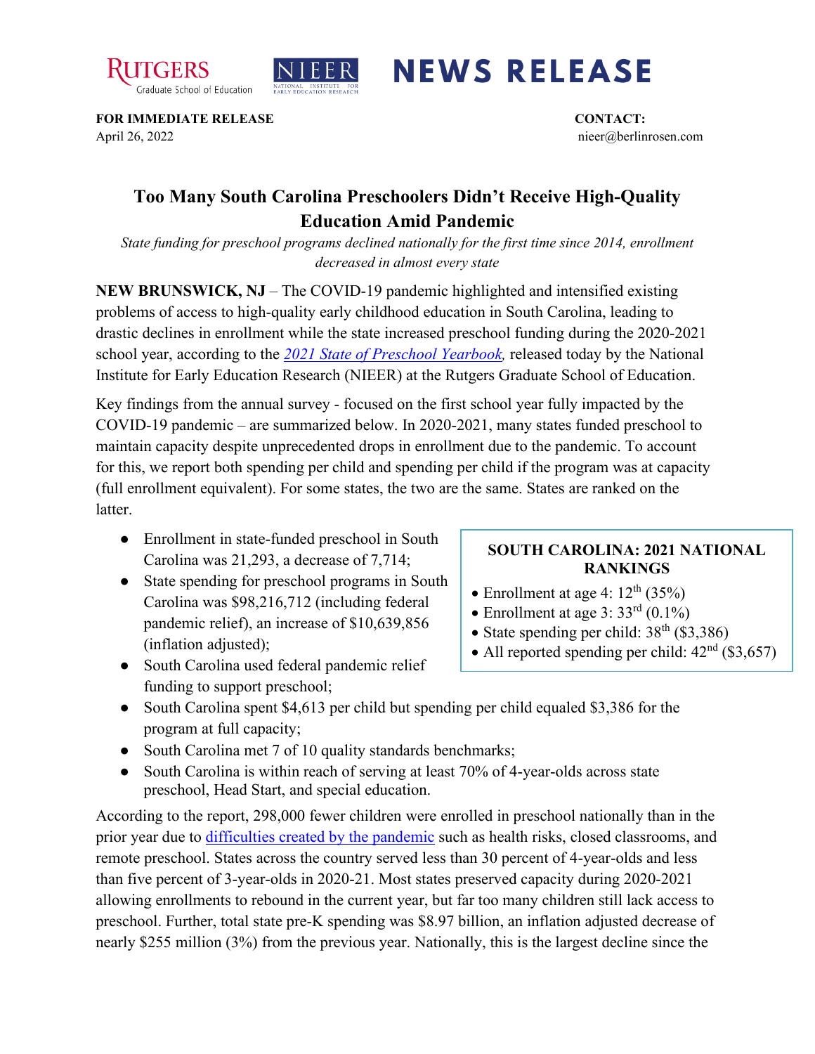# NEWS RELEASE

**FOR IMMEDIATE RELEASE**
April 26, 2022

**CONTACT:**
nieer@berlinrosen.com

## Too Many South Carolina Preschoolers Didn't Receive High-Quality Education Amid Pandemic

*State funding for preschool programs declined nationally for the first time since 2014, enrollment decreased in almost every state*

**NEW BRUNSWICK, NJ** – The COVID-19 pandemic highlighted and intensified existing problems of access to high-quality early childhood education in South Carolina, leading to drastic declines in enrollment while the state increased preschool funding during the 2020-2021 school year, according to the *2021 State of Preschool Yearbook,* released today by the National Institute for Early Education Research (NIEER) at the Rutgers Graduate School of Education.

Key findings from the annual survey - focused on the first school year fully impacted by the COVID-19 pandemic – are summarized below. In 2020-2021, many states funded preschool to maintain capacity despite unprecedented drops in enrollment due to the pandemic. To account for this, we report both spending per child and spending per child if the program was at capacity (full enrollment equivalent). For some states, the two are the same. States are ranked on the latter.

- Enrollment in state-funded preschool in South Carolina was 21,293, a decrease of 7,714;
- State spending for preschool programs in South Carolina was $98,216,712 (including federal pandemic relief), an increase of $10,639,856 (inflation adjusted);
- South Carolina used federal pandemic relief funding to support preschool;
- South Carolina spent $4,613 per child but spending per child equaled $3,386 for the program at full capacity;
- South Carolina met 7 of 10 quality standards benchmarks;
- South Carolina is within reach of serving at least 70% of 4-year-olds across state preschool, Head Start, and special education.

**SOUTH CAROLINA: 2021 NATIONAL RANKINGS**

- Enrollment at age 4: 12th (35%)
- Enrollment at age 3: 33rd (0.1%)
- State spending per child: 38th ($3,386)
- All reported spending per child: 42nd ($3,657)

According to the report, 298,000 fewer children were enrolled in preschool nationally than in the prior year due to difficulties created by the pandemic such as health risks, closed classrooms, and remote preschool. States across the country served less than 30 percent of 4-year-olds and less than five percent of 3-year-olds in 2020-21. Most states preserved capacity during 2020-2021 allowing enrollments to rebound in the current year, but far too many children still lack access to preschool. Further, total state pre-K spending was $8.97 billion, an inflation adjusted decrease of nearly $255 million (3%) from the previous year. Nationally, this is the largest decline since the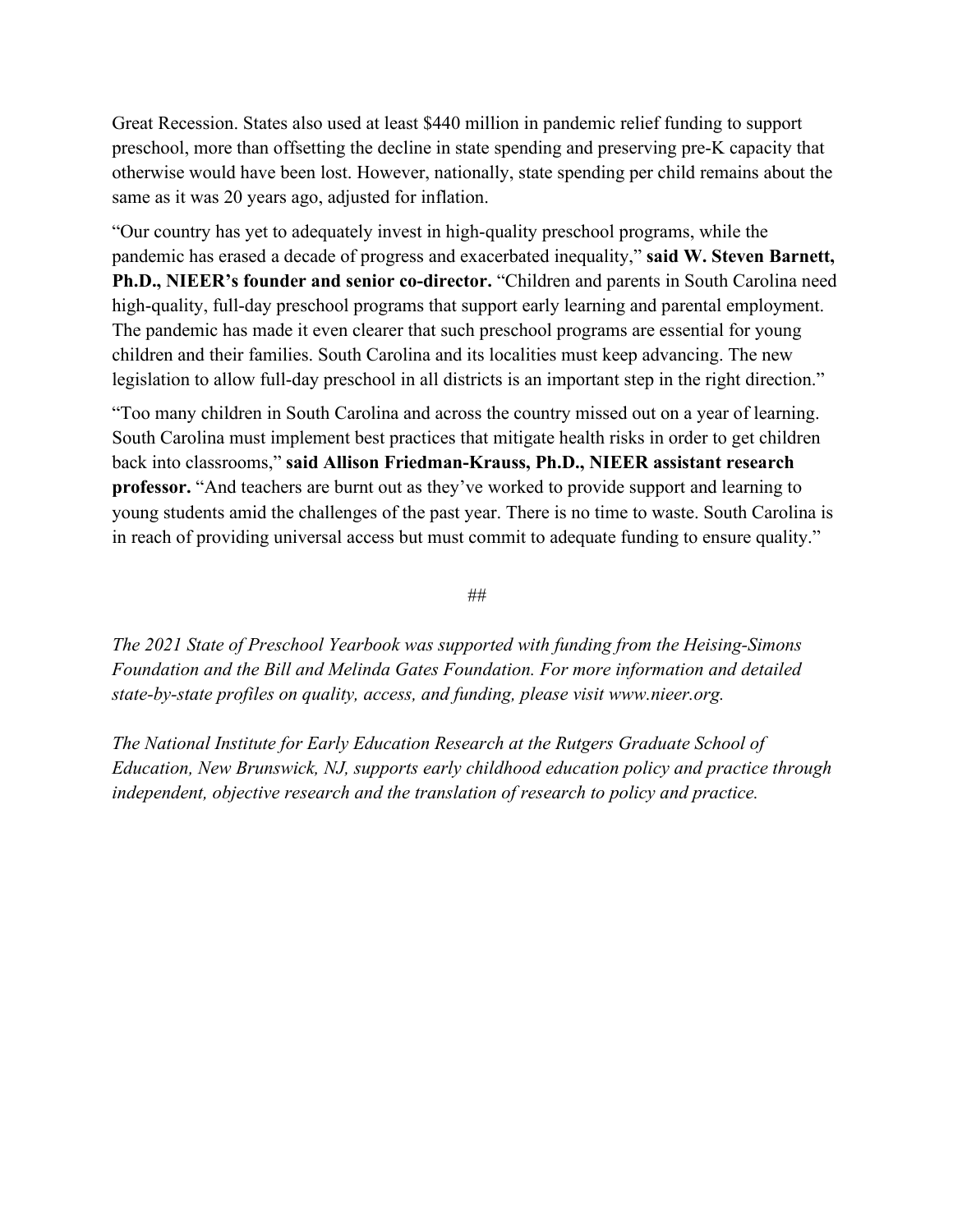Great Recession. States also used at least $440 million in pandemic relief funding to support preschool, more than offsetting the decline in state spending and preserving pre-K capacity that otherwise would have been lost. However, nationally, state spending per child remains about the same as it was 20 years ago, adjusted for inflation.

"Our country has yet to adequately invest in high-quality preschool programs, while the pandemic has erased a decade of progress and exacerbated inequality," **said W. Steven Barnett, Ph.D., NIEER's founder and senior co-director.** "Children and parents in South Carolina need high-quality, full-day preschool programs that support early learning and parental employment. The pandemic has made it even clearer that such preschool programs are essential for young children and their families. South Carolina and its localities must keep advancing. The new legislation to allow full-day preschool in all districts is an important step in the right direction."

"Too many children in South Carolina and across the country missed out on a year of learning. South Carolina must implement best practices that mitigate health risks in order to get children back into classrooms," **said Allison Friedman-Krauss, Ph.D., NIEER assistant research professor.** "And teachers are burnt out as they've worked to provide support and learning to young students amid the challenges of the past year. There is no time to waste. South Carolina is in reach of providing universal access but must commit to adequate funding to ensure quality."

##

*The 2021 State of Preschool Yearbook was supported with funding from the Heising-Simons Foundation and the Bill and Melinda Gates Foundation. For more information and detailed state-by-state profiles on quality, access, and funding, please visit www.nieer.org.*

*The National Institute for Early Education Research at the Rutgers Graduate School of Education, New Brunswick, NJ, supports early childhood education policy and practice through independent, objective research and the translation of research to policy and practice.*